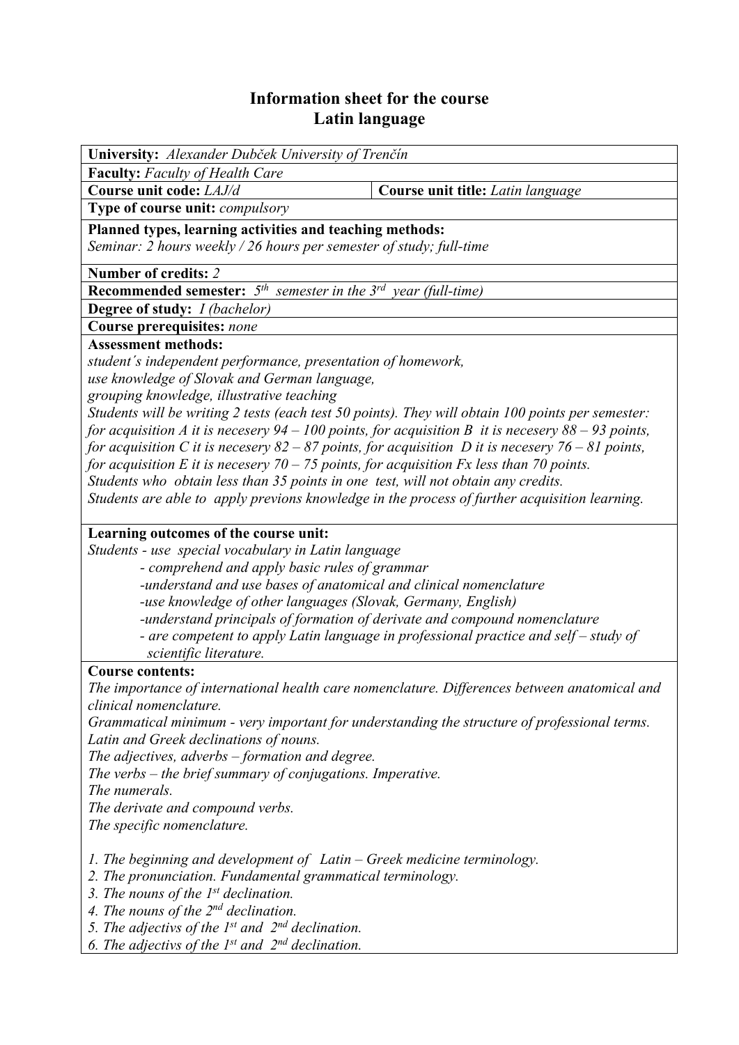# Information sheet for the course
# Latin language

**University:** *Alexander Dubček University of Trenčín*

**Faculty:** *Faculty of Health Care*

| **Course unit code:** *LAJ/d* | **Course unit title:** *Latin language* |
|---|---|

**Type of course unit:** *compulsory*

**Planned types, learning activities and teaching methods:**
*Seminar: 2 hours weekly / 26 hours per semester of study; full-time*

**Number of credits:** *2*

**Recommended semester:** *5th semester in the 3rd year (full-time)*

**Degree of study:** *I (bachelor)*

**Course prerequisites:** *none*

**Assessment methods:**
*student´s independent performance, presentation of homework,*
*use knowledge of Slovak and German language,*
*grouping knowledge, illustrative teaching*
*Students will be writing 2 tests (each test 50 points). They will obtain 100 points per semester: for acquisition A it is necesery 94 – 100 points, for acquisition B it is necesery 88 – 93 points, for acquisition C it is necesery 82 – 87 points, for acquisition D it is necesery 76 – 81 points, for acquisition E it is necesery 70 – 75 points, for acquisition Fx less than 70 points.*
*Students who obtain less than 35 points in one test, will not obtain any credits.*
*Students are able to apply previons knowledge in the process of further acquisition learning.*

**Learning outcomes of the course unit:**
*Students - use special vocabulary in Latin language*
- *comprehend and apply basic rules of grammar*
- *understand and use bases of anatomical and clinical nomenclature*
- *use knowledge of other languages (Slovak, Germany, English)*
- *understand principals of formation of derivate and compound nomenclature*
- *are competent to apply Latin language in professional practice and self – study of scientific literature.*

**Course contents:**
*The importance of international health care nomenclature. Differences between anatomical and clinical nomenclature.*
*Grammatical minimum - very important for understanding the structure of professional terms.*
*Latin and Greek declinations of nouns.*
*The adjectives, adverbs – formation and degree.*
*The verbs – the brief summary of conjugations. Imperative.*
*The numerals.*
*The derivate and compound verbs.*
*The specific nomenclature.*

1. *The beginning and development of Latin – Greek medicine terminology.*
2. *The pronunciation. Fundamental grammatical terminology.*
3. *The nouns of the 1st declination.*
4. *The nouns of the 2nd declination.*
5. *The adjectivs of the 1st and 2nd declination.*
6. *The adjectivs of the 1st and 2nd declination.*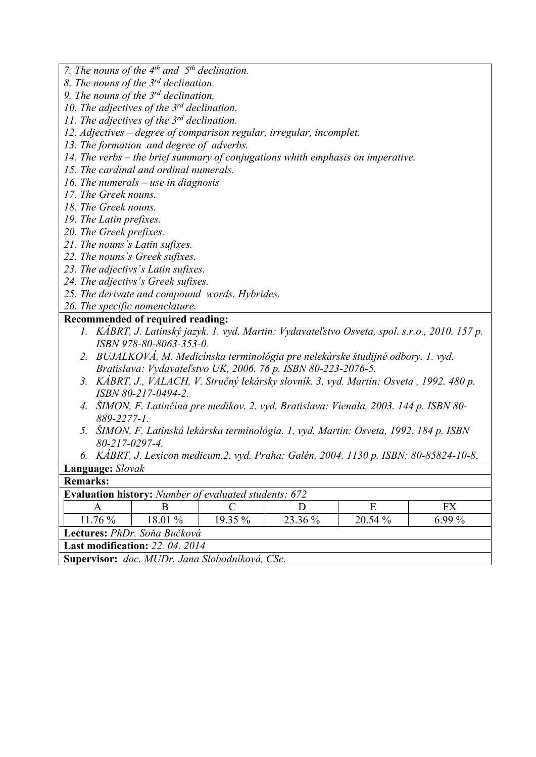*7. The nouns of the 4th and 5th declination.*
*8. The nouns of the 3rd declination.*
*9. The nouns of the 3rd declination.*
*10. The adjectives of the 3rd declination.*
*11. The adjectives of the 3rd declination.*
*12. Adjectives – degree of comparison regular, irregular, incomplet.*
*13. The formation and degree of adverbs.*
*14. The verbs – the brief summary of conjugations whith emphasis on imperative.*
*15. The cardinal and ordinal numerals.*
*16. The numerals – use in diagnosis*
*17. The Greek nouns.*
*18. The Greek nouns.*
*19. The Latin prefixes.*
*20. The Greek prefixes.*
*21. The nouns´s Latin sufixes.*
*22. The nouns´s Greek sufixes.*
*23. The adjectivs´s Latin sufixes.*
*24. The adjectivs´s Greek sufixes.*
*25. The derivate and compound words. Hybrides.*
*26. The specific nomenclature.*

**Recommended of required reading:**

1. *KÁBRT, J. Latinský jazyk. 1. vyd. Martin: Vydavateľstvo Osveta, spol. s.r.o., 2010. 157 p. ISBN 978-80-8063-353-0.*
2. *BUJALKOVÁ, M. Medicínska terminológia pre nelekárske študijné odbory. 1. vyd. Bratislava: Vydavateľstvo UK, 2006. 76 p. ISBN 80-223-2076-5.*
3. *KÁBRT, J., VALACH, V. Stručný lekársky slovník. 3. vyd. Martin: Osveta , 1992. 480 p. ISBN 80-217-0494-2.*
4. *ŠIMON, F. Latinčina pre medikov. 2. vyd. Bratislava: Vienala, 2003. 144 p. ISBN 80-889-2277-1.*
5. *ŠIMON, F. Latinská lekárska terminológia. 1. vyd. Martin: Osveta, 1992. 184 p. ISBN 80-217-0297-4.*
6. *KÁBRT, J. Lexicon medicum.2. vyd. Praha: Galén, 2004. 1130 p. ISBN: 80-85824-10-8.*

**Language:** *Slovak*

**Remarks:**

**Evaluation history:** *Number of evaluated students: 672*

| A | B | C | D | E | FX |
|---|---|---|---|---|---|
| 11.76 % | 18.01 % | 19.35 % | 23.36 % | 20.54 % | 6.99 % |

**Lectures:** *PhDr. Soňa Bučková*

**Last modification:** *22. 04. 2014*

**Supervisor:** *doc. MUDr. Jana Slobodníková, CSc.*